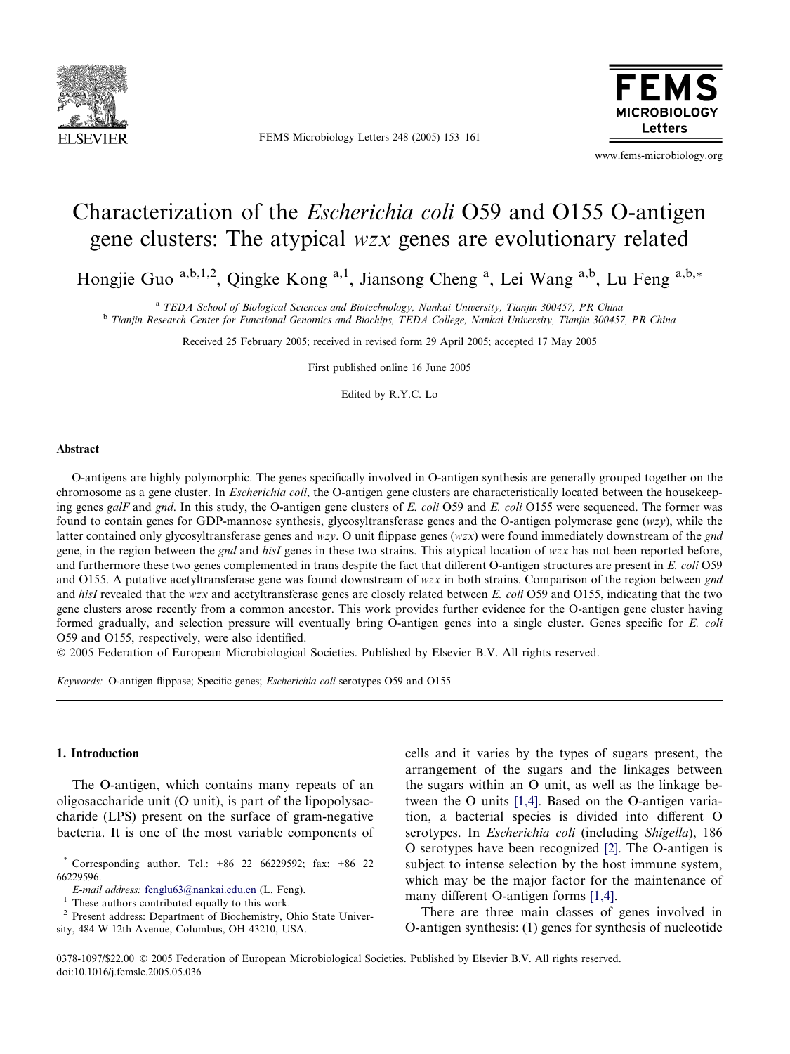# Characterization of the *Escherichia coli* O59 and O155 O-antigen gene clusters: The atypical *wzx* genes are evolutionary related

Hongjie Guo [a,b,1,2], Qingke Kong [a,1], Jiansong Cheng [a], Lei Wang [a,b], Lu Feng [a,b,*]

[a] *TEDA School of Biological Sciences and Biotechnology, Nankai University, Tianjin 300457, PR China*

[b] *Tianjin Research Center for Functional Genomics and Biochips, TEDA College, Nankai University, Tianjin 300457, PR China*

Received 25 February 2005; received in revised form 29 April 2005; accepted 17 May 2005

First published online 16 June 2005

Edited by R.Y.C. Lo

## Abstract

O-antigens are highly polymorphic. The genes specifically involved in O-antigen synthesis are generally grouped together on the chromosome as a gene cluster. In *Escherichia coli*, the O-antigen gene clusters are characteristically located between the housekeeping genes *galF* and *gnd*. In this study, the O-antigen gene clusters of *E. coli* O59 and *E. coli* O155 were sequenced. The former was found to contain genes for GDP-mannose synthesis, glycosyltransferase genes and the O-antigen polymerase gene (*wzy*), while the latter contained only glycosyltransferase genes and *wzy*. O unit flippase genes (*wzx*) were found immediately downstream of the *gnd* gene, in the region between the *gnd* and *hisI* genes in these two strains. This atypical location of *wzx* has not been reported before, and furthermore these two genes complemented in trans despite the fact that different O-antigen structures are present in *E. coli* O59 and O155. A putative acetyltransferase gene was found downstream of *wzx* in both strains. Comparison of the region between *gnd* and *hisI* revealed that the *wzx* and acetyltransferase genes are closely related between *E. coli* O59 and O155, indicating that the two gene clusters arose recently from a common ancestor. This work provides further evidence for the O-antigen gene cluster having formed gradually, and selection pressure will eventually bring O-antigen genes into a single cluster. Genes specific for *E. coli* O59 and O155, respectively, were also identified.

© 2005 Federation of European Microbiological Societies. Published by Elsevier B.V. All rights reserved.

*Keywords:* O-antigen flippase; Specific genes; *Escherichia coli* serotypes O59 and O155

## 1. Introduction

The O-antigen, which contains many repeats of an oligosaccharide unit (O unit), is part of the lipopolysaccharide (LPS) present on the surface of gram-negative bacteria. It is one of the most variable components of cells and it varies by the types of sugars present, the arrangement of the sugars and the linkages between the sugars within an O unit, as well as the linkage between the O units [1,4]. Based on the O-antigen variation, a bacterial species is divided into different O serotypes. In *Escherichia coli* (including *Shigella*), 186 O serotypes have been recognized [2]. The O-antigen is subject to intense selection by the host immune system, which may be the major factor for the maintenance of many different O-antigen forms [1,4].

There are three main classes of genes involved in O-antigen synthesis: (1) genes for synthesis of nucleotide

---

* Corresponding author. Tel.: +86 22 66229592; fax: +86 22 66229596.
*E-mail address:* fenglu63@nankai.edu.cn (L. Feng).
[1] These authors contributed equally to this work.
[2] Present address: Department of Biochemistry, Ohio State University, 484 W 12th Avenue, Columbus, OH 43210, USA.

0378-1097/$22.00 © 2005 Federation of European Microbiological Societies. Published by Elsevier B.V. All rights reserved.
doi:10.1016/j.femsle.2005.05.036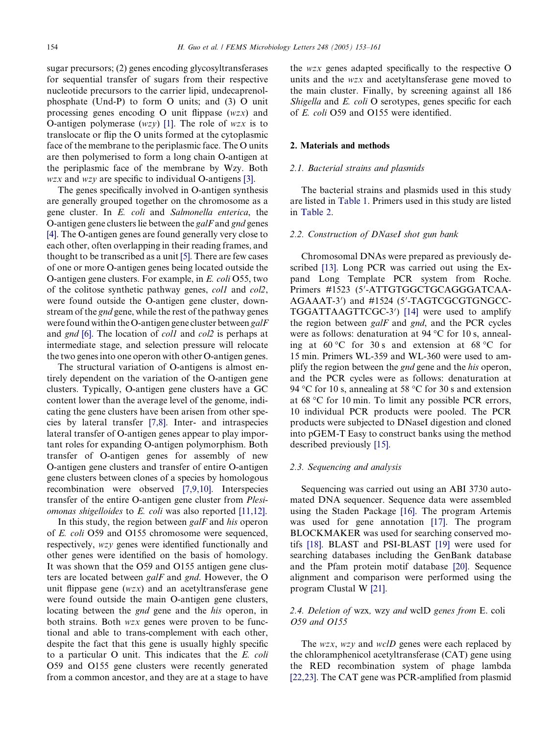sugar precursors; (2) genes encoding glycosyltransferases for sequential transfer of sugars from their respective nucleotide precursors to the carrier lipid, undecaprenol-phosphate (Und-P) to form O units; and (3) O unit processing genes encoding O unit flippase (*wzx*) and O-antigen polymerase (*wzy*) [1]. The role of *wzx* is to translocate or flip the O units formed at the cytoplasmic face of the membrane to the periplasmic face. The O units are then polymerised to form a long chain O-antigen at the periplasmic face of the membrane by Wzy. Both *wzx* and *wzy* are specific to individual O-antigens [3].

The genes specifically involved in O-antigen synthesis are generally grouped together on the chromosome as a gene cluster. In *E. coli* and *Salmonella enterica*, the O-antigen gene clusters lie between the *galF* and *gnd* genes [4]. The O-antigen genes are found generally very close to each other, often overlapping in their reading frames, and thought to be transcribed as a unit [5]. There are few cases of one or more O-antigen genes being located outside the O-antigen gene clusters. For example, in *E. coli* O55, two of the colitose synthetic pathway genes, *col1* and *col2*, were found outside the O-antigen gene cluster, downstream of the *gnd* gene, while the rest of the pathway genes were found within the O-antigen gene cluster between *galF* and *gnd* [6]. The location of *col1* and *col2* is perhaps at intermediate stage, and selection pressure will relocate the two genes into one operon with other O-antigen genes.

The structural variation of O-antigens is almost entirely dependent on the variation of the O-antigen gene clusters. Typically, O-antigen gene clusters have a GC content lower than the average level of the genome, indicating the gene clusters have been arisen from other species by lateral transfer [7,8]. Inter- and intraspecies lateral transfer of O-antigen genes appear to play important roles for expanding O-antigen polymorphism. Both transfer of O-antigen genes for assembly of new O-antigen gene clusters and transfer of entire O-antigen gene clusters between clones of a species by homologous recombination were observed [7,9,10]. Interspecies transfer of the entire O-antigen gene cluster from *Plesiomonas shigelloides* to *E. coli* was also reported [11,12].

In this study, the region between *galF* and *his* operon of *E. coli* O59 and O155 chromosome were sequenced, respectively, *wzy* genes were identified functionally and other genes were identified on the basis of homology. It was shown that the O59 and O155 antigen gene clusters are located between *galF* and *gnd*. However, the O unit flippase gene (*wzx*) and an acetyltransferase gene were found outside the main O-antigen gene clusters, locating between the *gnd* gene and the *his* operon, in both strains. Both *wzx* genes were proven to be functional and able to trans-complement with each other, despite the fact that this gene is usually highly specific to a particular O unit. This indicates that the *E. coli* O59 and O155 gene clusters were recently generated from a common ancestor, and they are at a stage to have the *wzx* genes adapted specifically to the respective O units and the *wzx* and acetyltansferase gene moved to the main cluster. Finally, by screening against all 186 *Shigella* and *E. coli* O serotypes, genes specific for each of *E. coli* O59 and O155 were identified.

## 2. Materials and methods

### 2.1. Bacterial strains and plasmids

The bacterial strains and plasmids used in this study are listed in Table 1. Primers used in this study are listed in Table 2.

### 2.2. Construction of DNaseI shot gun bank

Chromosomal DNAs were prepared as previously described [13]. Long PCR was carried out using the Expand Long Template PCR system from Roche. Primers #1523 (5′-ATTGTGGCTGCAGGGATCAAAGAAAT-3′) and #1524 (5′-TAGTCGCGTGNGCCTGGATTAAGTTCGC-3′) [14] were used to amplify the region between *galF* and *gnd*, and the PCR cycles were as follows: denaturation at 94 °C for 10 s, annealing at 60 °C for 30 s and extension at 68 °C for 15 min. Primers WL-359 and WL-360 were used to amplify the region between the *gnd* gene and the *his* operon, and the PCR cycles were as follows: denaturation at 94 °C for 10 s, annealing at 58 °C for 30 s and extension at 68 °C for 10 min. To limit any possible PCR errors, 10 individual PCR products were pooled. The PCR products were subjected to DNaseI digestion and cloned into pGEM-T Easy to construct banks using the method described previously [15].

### 2.3. Sequencing and analysis

Sequencing was carried out using an ABI 3730 automated DNA sequencer. Sequence data were assembled using the Staden Package [16]. The program Artemis was used for gene annotation [17]. The program BLOCKMAKER was used for searching conserved motifs [18]. BLAST and PSI-BLAST [19] were used for searching databases including the GenBank database and the Pfam protein motif database [20]. Sequence alignment and comparison were performed using the program Clustal W [21].

### 2.4. Deletion of *wzx*, *wzy* and *wclD* genes from *E. coli* O59 and O155

The *wzx*, *wzy* and *wclD* genes were each replaced by the chloramphenicol acetyltransferase (CAT) gene using the RED recombination system of phage lambda [22,23]. The CAT gene was PCR-amplified from plasmid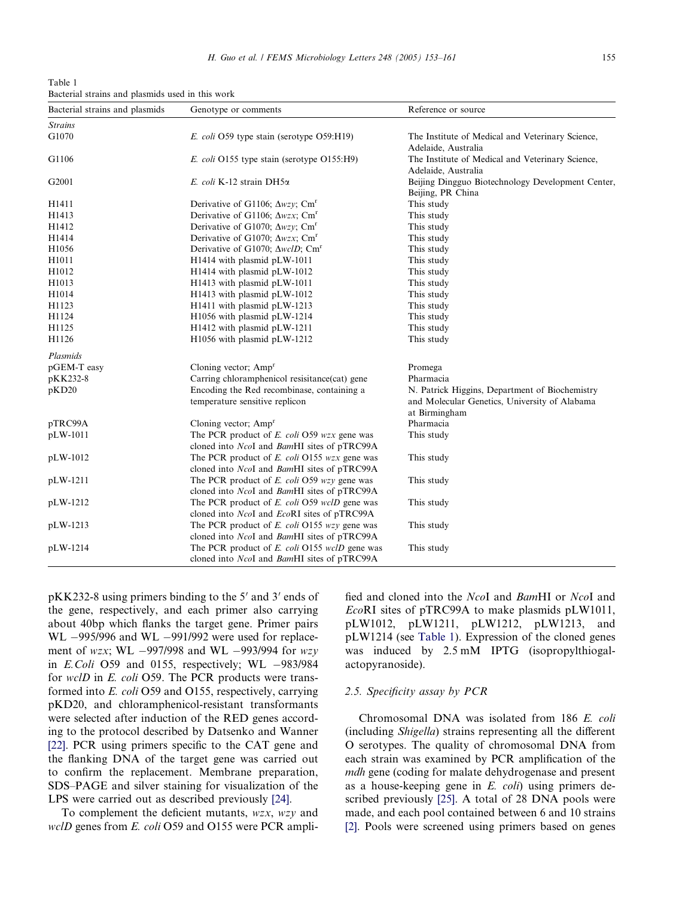Table 1
Bacterial strains and plasmids used in this work

| Bacterial strains and plasmids | Genotype or comments | Reference or source |
| --- | --- | --- |
| *Strains* | | |
| G1070 | *E. coli* O59 type stain (serotype O59:H19) | The Institute of Medical and Veterinary Science, Adelaide, Australia |
| G1106 | *E. coli* O155 type stain (serotype O155:H9) | The Institute of Medical and Veterinary Science, Adelaide, Australia |
| G2001 | *E. coli* K-12 strain DH5α | Beijing Dingguo Biotechnology Development Center, Beijing, PR China |
| H1411 | Derivative of G1106; Δ*wzy*; Cm[r] | This study |
| H1413 | Derivative of G1106; Δ*wzx*; Cm[r] | This study |
| H1412 | Derivative of G1070; Δ*wzy*; Cm[r] | This study |
| H1414 | Derivative of G1070; Δ*wzx*; Cm[r] | This study |
| H1056 | Derivative of G1070; Δ*wclD*; Cm[r] | This study |
| H1011 | H1414 with plasmid pLW-1011 | This study |
| H1012 | H1414 with plasmid pLW-1012 | This study |
| H1013 | H1413 with plasmid pLW-1011 | This study |
| H1014 | H1413 with plasmid pLW-1012 | This study |
| H1123 | H1411 with plasmid pLW-1213 | This study |
| H1124 | H1056 with plasmid pLW-1214 | This study |
| H1125 | H1412 with plasmid pLW-1211 | This study |
| H1126 | H1056 with plasmid pLW-1212 | This study |
| *Plasmids* | | |
| pGEM-T easy | Cloning vector; Amp[r] | Promega |
| pKK232-8 | Carring chloramphenicol resisitance(cat) gene | Pharmacia |
| pKD20 | Encoding the Red recombinase, containing a temperature sensitive replicon | N. Patrick Higgins, Department of Biochemistry and Molecular Genetics, University of Alabama at Birmingham |
| pTRC99A | Cloning vector; Amp[r] | Pharmacia |
| pLW-1011 | The PCR product of *E. coli* O59 *wzx* gene was cloned into *Nco*I and *Bam*HI sites of pTRC99A | This study |
| pLW-1012 | The PCR product of *E. coli* O155 *wzx* gene was cloned into *Nco*I and *Bam*HI sites of pTRC99A | This study |
| pLW-1211 | The PCR product of *E. coli* O59 *wzy* gene was cloned into *Nco*I and *Bam*HI sites of pTRC99A | This study |
| pLW-1212 | The PCR product of *E. coli* O59 *wclD* gene was cloned into *Nco*I and *Eco*RI sites of pTRC99A | This study |
| pLW-1213 | The PCR product of *E. coli* O155 *wzy* gene was cloned into *Nco*I and *Bam*HI sites of pTRC99A | This study |
| pLW-1214 | The PCR product of *E. coli* O155 *wclD* gene was cloned into *Nco*I and *Bam*HI sites of pTRC99A | This study |

pKK232-8 using primers binding to the 5′ and 3′ ends of the gene, respectively, and each primer also carrying about 40bp which flanks the target gene. Primer pairs WL −995/996 and WL −991/992 were used for replacement of *wzx*; WL −997/998 and WL −993/994 for *wzy* in *E.Coli* O59 and 0155, respectively; WL −983/984 for *wclD* in *E. coli* O59. The PCR products were transformed into *E. coli* O59 and O155, respectively, carrying pKD20, and chloramphenicol-resistant transformants were selected after induction of the RED genes according to the protocol described by Datsenko and Wanner [22]. PCR using primers specific to the CAT gene and the flanking DNA of the target gene was carried out to confirm the replacement. Membrane preparation, SDS–PAGE and silver staining for visualization of the LPS were carried out as described previously [24].

To complement the deficient mutants, *wzx*, *wzy* and *wclD* genes from *E. coli* O59 and O155 were PCR amplified and cloned into the *Nco*I and *Bam*HI or *Nco*I and *Eco*RI sites of pTRC99A to make plasmids pLW1011, pLW1012, pLW1211, pLW1212, pLW1213, and pLW1214 (see Table 1). Expression of the cloned genes was induced by 2.5 mM IPTG (isopropylthiogalactopyranoside).

### 2.5. Specificity assay by PCR

Chromosomal DNA was isolated from 186 *E. coli* (including *Shigella*) strains representing all the different O serotypes. The quality of chromosomal DNA from each strain was examined by PCR amplification of the *mdh* gene (coding for malate dehydrogenase and present as a house-keeping gene in *E. coli*) using primers described previously [25]. A total of 28 DNA pools were made, and each pool contained between 6 and 10 strains [2]. Pools were screened using primers based on genes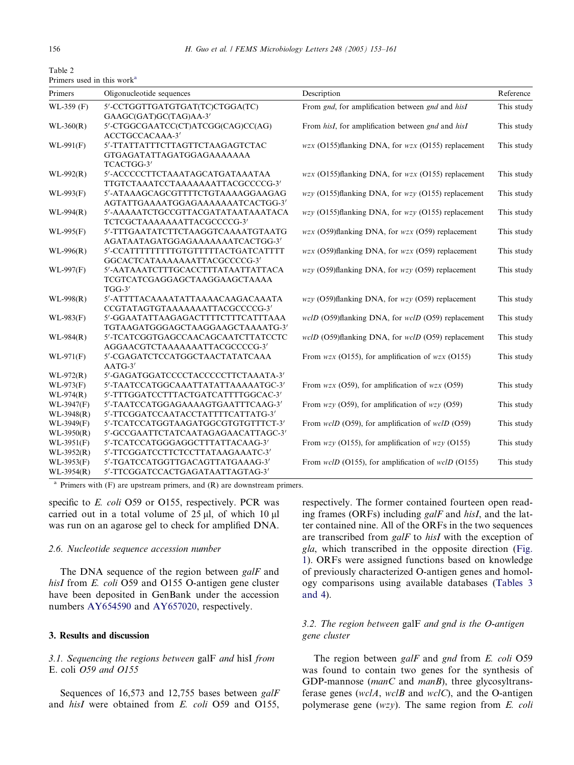Table 2
Primers used in this work[a]

| Primers | Oligonucleotide sequences | Description | Reference |
|---|---|---|---|
| WL-359 (F) | 5′-CCTGGTTGATGTGAT(TC)CTGGA(TC) GAAGC(GAT)GC(TAG)AA-3′ | From *gnd*, for amplification between *gnd* and *hisI* | This study |
| WL-360(R) | 5′-CTGGCGAATCC(CT)ATCGG(CAG)CC(AG) ACCTGCCACAAA-3′ | From *hisI*, for amplification between *gnd* and *hisI* | This study |
| WL-991(F) | 5′-TTATTATTTCTTAGTTCTAAGAGTCTAC GTGAGATATTAGATGGAGAAAAAAA TCACTGG-3′ | *wzx* (O155)flanking DNA, for *wzx* (O155) replacement | This study |
| WL-992(R) | 5′-ACCCCCTTCTAAATAGCATGATAAATAA TTGTCTAAATCCTAAAAAAATTACGCCCCG-3′ | *wzx* (O155)flanking DNA, for *wzx* (O155) replacement | This study |
| WL-993(F) | 5′-ATAAAGCAGCGTTTTCTGTAAAAGGAAGAG AGTATTGAAAATGGAGAAAAAAATCACTGG-3′ | *wzy* (O155)flanking DNA, for *wzy* (O155) replacement | This study |
| WL-994(R) | 5′-AAAAATCTGCCGTTACGATATAATAAATACA TCTCGCTAAAAAAATTACGCCCCG-3′ | *wzy* (O155)flanking DNA, for *wzy* (O155) replacement | This study |
| WL-995(F) | 5′-TTTGAATATCTTCTAAGGTCAAAATGTAATG AGATAATAGATGGAGAAAAAAATCACTGG-3′ | *wzx* (O59)flanking DNA, for *wzx* (O59) replacement | This study |
| WL-996(R) | 5′-CCATTTTTTTTTGTGTTTTTACTGATCATTTT GGCACTCATAAAAAAATTACGCCCCG-3′ | *wzx* (O59)flanking DNA, for *wzx* (O59) replacement | This study |
| WL-997(F) | 5′-AATAAATCTTTGCACCTTTATAATTATTACA TCGTCATCGAGGAGCTAAGGAAGCTAAAA TGG-3′ | *wzy* (O59)flanking DNA, for *wzy* (O59) replacement | This study |
| WL-998(R) | 5′-ATTTTACAAAATATTAAAACAAGACAAATA CCGTATAGTGTAAAAAAATTACGCCCCG-3′ | *wzy* (O59)flanking DNA, for *wzy* (O59) replacement | This study |
| WL-983(F) | 5′-GGAATATTAAGAGACTTTTCTTTCATTTAAA TGTAAGATGGGAGCTAAGGAAGCTAAAATG-3′ | *wclD* (O59)flanking DNA, for *wclD* (O59) replacement | This study |
| WL-984(R) | 5′-TCATCGGTGAGCCAACAGCAATCTTATCCTC AGGAACGTCTAAAAAAATTACGCCCCG-3′ | *wclD* (O59)flanking DNA, for *wclD* (O59) replacement | This study |
| WL-971(F) | 5′-CGAGATCTCCATGGCTAACTATATCAAA AATG-3′ | From *wzx* (O155), for amplification of *wzx* (O155) | This study |
| WL-972(R) | 5′-GAGATGGATCCCCTACCCCCTTCTAAATA-3′ | | |
| WL-973(F) | 5′-TAATCCATGGCAAATTATATTAAAAATGC-3′ | From *wzx* (O59), for amplification of *wzx* (O59) | This study |
| WL-974(R) | 5′-TTTGGATCCTTTACTGATCATTTTGGCAC-3′ | | |
| WL-3947(F) | 5′-TAATCCATGGAGAAAAGTGAATTTCAAG-3′ | From *wzy* (O59), for amplification of *wzy* (O59) | This study |
| WL-3948(R) | 5′-TTCGGATCCAATACCTATTTTCATTATG-3′ | | |
| WL-3949(F) | 5′-TCATCCATGGTAAGATGGCGTGTGTTTCT-3′ | From *wclD* (O59), for amplification of *wclD* (O59) | This study |
| WL-3950(R) | 5′-GCCGAATTCTATCAATAGAGAACATTAGC-3′ | | |
| WL-3951(F) | 5′-TCATCCATGGGAGGCTTTATTACAAG-3′ | From *wzy* (O155), for amplification of *wzy* (O155) | This study |
| WL-3952(R) | 5′-TTCGGATCCTTCTCCTTATAAGAAATC-3′ | | |
| WL-3953(F) | 5′-TGATCCATGGTTGACAGTTATGAAAG-3′ | From *wclD* (O155), for amplification of *wclD* (O155) | This study |
| WL-3954(R) | 5′-TTCGGATCCACTGAGATAATTAGTAG-3′ | | |

[a] Primers with (F) are upstream primers, and (R) are downstream primers.

specific to *E. coli* O59 or O155, respectively. PCR was carried out in a total volume of 25 μl, of which 10 μl was run on an agarose gel to check for amplified DNA.

### 2.6. Nucleotide sequence accession number

The DNA sequence of the region between *galF* and *hisI* from *E. coli* O59 and O155 O-antigen gene cluster have been deposited in GenBank under the accession numbers AY654590 and AY657020, respectively.

## 3. Results and discussion

### 3.1. Sequencing the regions between *galF* and *hisI* from *E. coli* O59 and O155

Sequences of 16,573 and 12,755 bases between *galF* and *hisI* were obtained from *E. coli* O59 and O155, respectively. The former contained fourteen open reading frames (ORFs) including *galF* and *hisI*, and the latter contained nine. All of the ORFs in the two sequences are transcribed from *galF* to *hisI* with the exception of *gla*, which transcribed in the opposite direction (Fig. 1). ORFs were assigned functions based on knowledge of previously characterized O-antigen genes and homology comparisons using available databases (Tables 3 and 4).

### 3.2. The region between *galF* and *gnd* is the O-antigen gene cluster

The region between *galF* and *gnd* from *E. coli* O59 was found to contain two genes for the synthesis of GDP-mannose (*manC* and *manB*), three glycosyltransferase genes (*wclA*, *wclB* and *wclC*), and the O-antigen polymerase gene (*wzy*). The same region from *E. coli*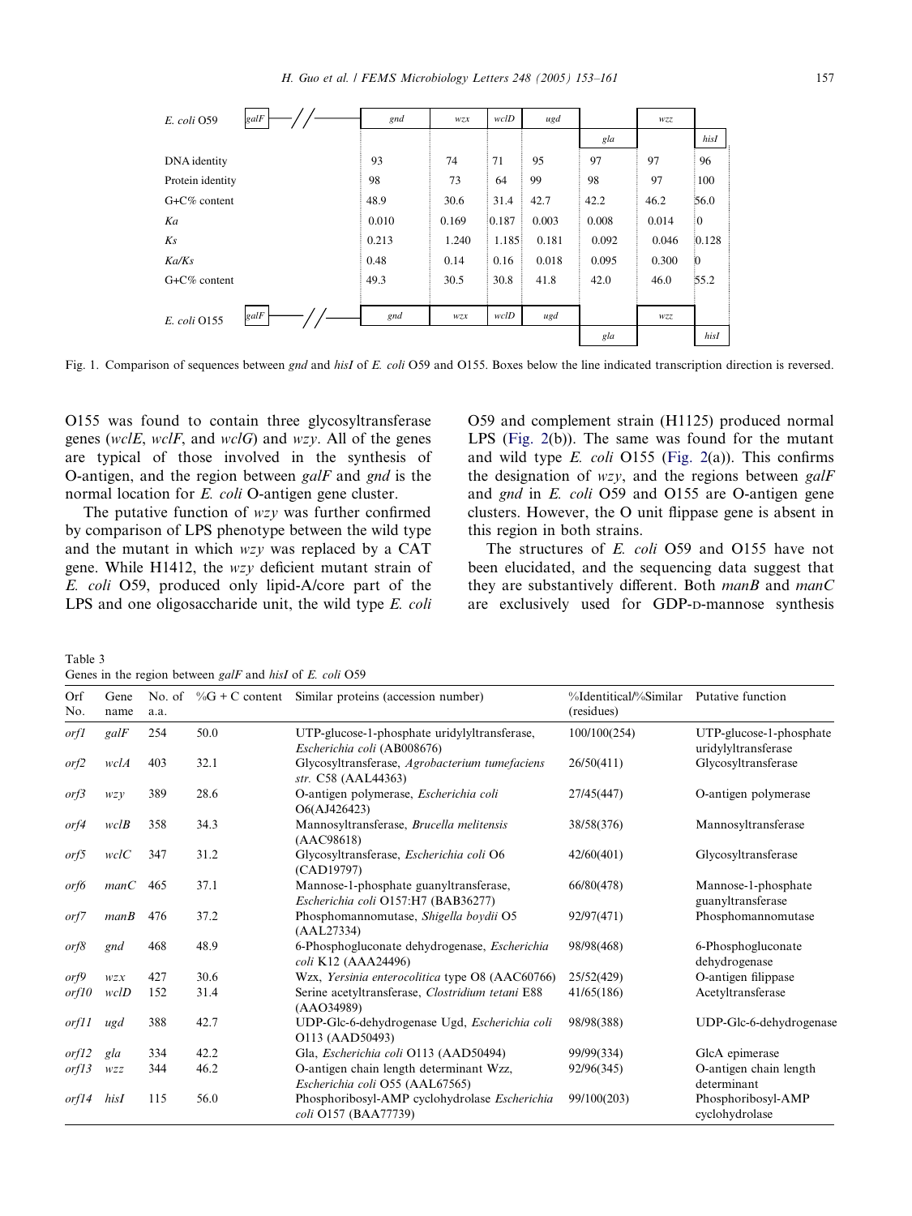| *E. coli* O59 | *galF* | *gnd* | *wzx* | *wclD* | *ugd* | *gla* | *wzz* | *hisI* |
|---|---|---|---|---|---|---|---|---|
| DNA identity | | 93 | 74 | 71 | 95 | 97 | 97 | 96 |
| Protein identity | | 98 | 73 | 64 | 99 | 98 | 97 | 100 |
| G+C% content | | 48.9 | 30.6 | 31.4 | 42.7 | 42.2 | 46.2 | 56.0 |
| *Ka* | | 0.010 | 0.169 | 0.187 | 0.003 | 0.008 | 0.014 | 0 |
| *Ks* | | 0.213 | 1.240 | 1.185 | 0.181 | 0.092 | 0.046 | 0.128 |
| *Ka/Ks* | | 0.48 | 0.14 | 0.16 | 0.018 | 0.095 | 0.300 | 0 |
| G+C% content | | 49.3 | 30.5 | 30.8 | 41.8 | 42.0 | 46.0 | 55.2 |
| *E. coli* O155 | *galF* | *gnd* | *wzx* | *wclD* | *ugd* | *gla* | *wzz* | *hisI* |

Fig. 1. Comparison of sequences between *gnd* and *hisI* of *E. coli* O59 and O155. Boxes below the line indicated transcription direction is reversed.

O155 was found to contain three glycosyltransferase genes (*wclE*, *wclF*, and *wclG*) and *wzy*. All of the genes are typical of those involved in the synthesis of O-antigen, and the region between *galF* and *gnd* is the normal location for *E. coli* O-antigen gene cluster.

The putative function of *wzy* was further confirmed by comparison of LPS phenotype between the wild type and the mutant in which *wzy* was replaced by a CAT gene. While H1412, the *wzy* deficient mutant strain of *E. coli* O59, produced only lipid-A/core part of the LPS and one oligosaccharide unit, the wild type *E. coli* O59 and complement strain (H1125) produced normal LPS (Fig. 2(b)). The same was found for the mutant and wild type *E. coli* O155 (Fig. 2(a)). This confirms the designation of *wzy*, and the regions between *galF* and *gnd* in *E. coli* O59 and O155 are O-antigen gene clusters. However, the O unit flippase gene is absent in this region in both strains.

The structures of *E. coli* O59 and O155 have not been elucidated, and the sequencing data suggest that they are substantively different. Both *manB* and *manC* are exclusively used for GDP-D-mannose synthesis

Table 3
Genes in the region between *galF* and *hisI* of *E. coli* O59

| Orf No. | Gene name | No. of a.a. | %G + C content | Similar proteins (accession number) | %Identitical/%Similar (residues) | Putative function |
|---|---|---|---|---|---|---|
| *orf1* | *galF* | 254 | 50.0 | UTP-glucose-1-phosphate uridylyltransferase, *Escherichia coli* (AB008676) | 100/100(254) | UTP-glucose-1-phosphate uridylyltransferase |
| *orf2* | *wclA* | 403 | 32.1 | Glycosyltransferase, *Agrobacterium tumefaciens str.* C58 (AAL44363) | 26/50(411) | Glycosyltransferase |
| *orf3* | *wzy* | 389 | 28.6 | O-antigen polymerase, *Escherichia coli* O6(AJ426423) | 27/45(447) | O-antigen polymerase |
| *orf4* | *wclB* | 358 | 34.3 | Mannosyltransferase, *Brucella melitensis* (AAC98618) | 38/58(376) | Mannosyltransferase |
| *orf5* | *wclC* | 347 | 31.2 | Glycosyltransferase, *Escherichia coli* O6 (CAD19797) | 42/60(401) | Glycosyltransferase |
| *orf6* | *manC* | 465 | 37.1 | Mannose-1-phosphate guanyltransferase, *Escherichia coli* O157:H7 (BAB36277) | 66/80(478) | Mannose-1-phosphate guanyltransferase |
| *orf7* | *manB* | 476 | 37.2 | Phosphomannomutase, *Shigella boydii* O5 (AAL27334) | 92/97(471) | Phosphomannomutase |
| *orf8* | *gnd* | 468 | 48.9 | 6-Phosphogluconate dehydrogenase, *Escherichia coli* K12 (AAA24496) | 98/98(468) | 6-Phosphogluconate dehydrogenase |
| *orf9* | *wzx* | 427 | 30.6 | Wzx, *Yersinia enterocolitica* type O8 (AAC60766) | 25/52(429) | O-antigen filippase |
| *orf10* | *wclD* | 152 | 31.4 | Serine acetyltransferase, *Clostridium tetani* E88 (AAO34989) | 41/65(186) | Acetyltransferase |
| *orf11* | *ugd* | 388 | 42.7 | UDP-Glc-6-dehydrogenase Ugd, *Escherichia coli* O113 (AAD50493) | 98/98(388) | UDP-Glc-6-dehydrogenase |
| *orf12* | *gla* | 334 | 42.2 | Gla, *Escherichia coli* O113 (AAD50494) | 99/99(334) | GlcA epimerase |
| *orf13* | *wzz* | 344 | 46.2 | O-antigen chain length determinant Wzz, *Escherichia coli* O55 (AAL67565) | 92/96(345) | O-antigen chain length determinant |
| *orf14* | *hisI* | 115 | 56.0 | Phosphoribosyl-AMP cyclohydrolase *Escherichia coli* O157 (BAA77739) | 99/100(203) | Phosphoribosyl-AMP cyclohydrolase |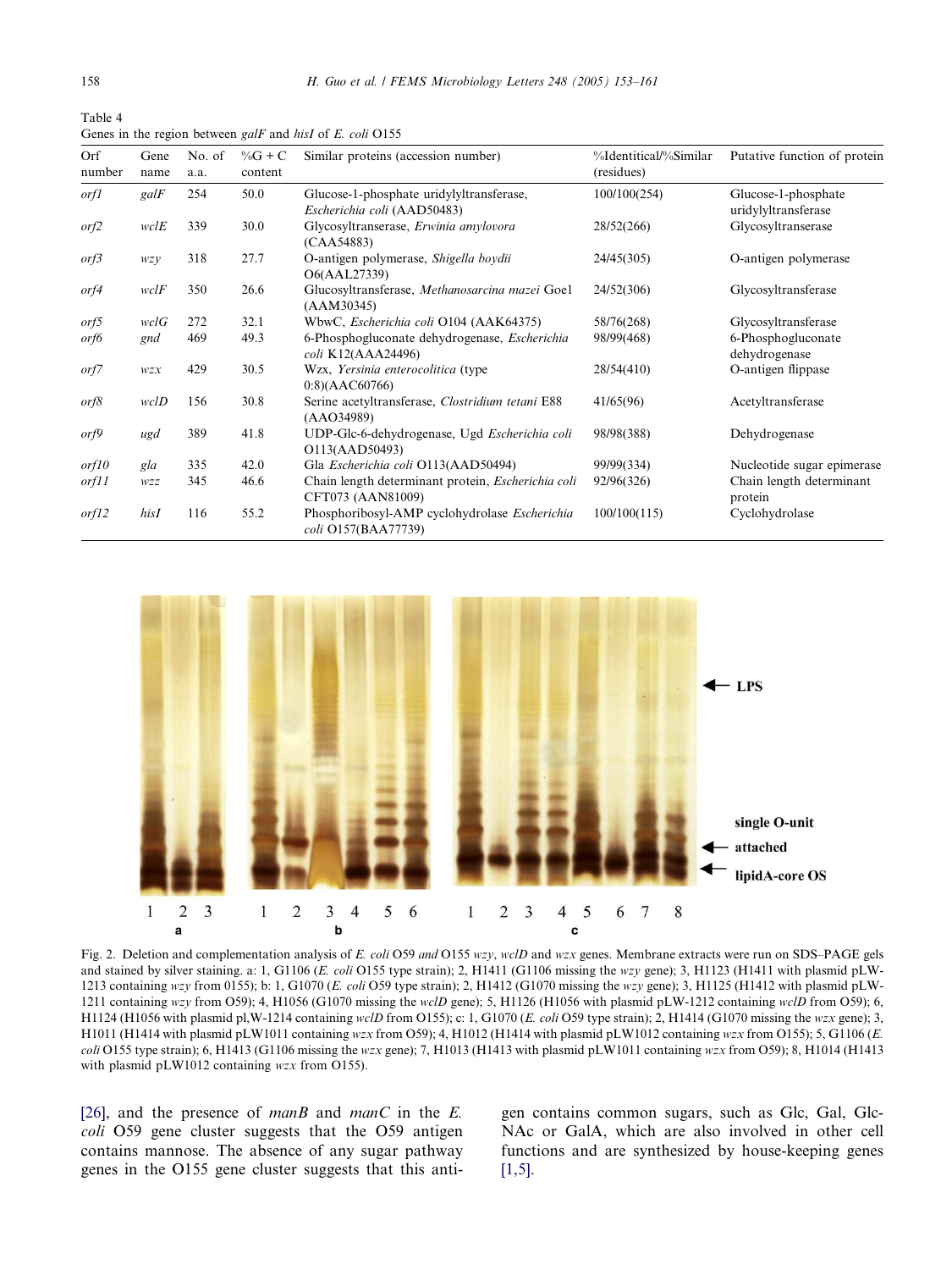Table 4
Genes in the region between *galF* and *hisI* of *E. coli* O155

| Orf number | Gene name | No. of a.a. | %G + C content | Similar proteins (accession number) | %Identical/%Similar (residues) | Putative function of protein |
|---|---|---|---|---|---|---|
| *orf1* | *galF* | 254 | 50.0 | Glucose-1-phosphate uridylyltransferase, *Escherichia coli* (AAD50483) | 100/100(254) | Glucose-1-phosphate uridylyltransferase |
| *orf2* | *wclE* | 339 | 30.0 | Glycosyltranserase, *Erwinia amylovora* (CAA54883) | 28/52(266) | Glycosyltranserase |
| *orf3* | *wzy* | 318 | 27.7 | O-antigen polymerase, *Shigella boydii* O6(AAL27339) | 24/45(305) | O-antigen polymerase |
| *orf4* | *wclF* | 350 | 26.6 | Glucosyltransferase, *Methanosarcina mazei* Goe1 (AAM30345) | 24/52(306) | Glycosyltransferase |
| *orf5* | *wclG* | 272 | 32.1 | WbwC, *Escherichia coli* O104 (AAK64375) | 58/76(268) | Glycosyltransferase |
| *orf6* | *gnd* | 469 | 49.3 | 6-Phosphogluconate dehydrogenase, *Escherichia coli* K12(AAA24496) | 98/99(468) | 6-Phosphogluconate dehydrogenase |
| *orf7* | *wzx* | 429 | 30.5 | Wzx, *Yersinia enterocolitica* (type 0:8)(AAC60766) | 28/54(410) | O-antigen flippase |
| *orf8* | *wclD* | 156 | 30.8 | Serine acetyltransferase, *Clostridium tetani* E88 (AAO34989) | 41/65(96) | Acetyltransferase |
| *orf9* | *ugd* | 389 | 41.8 | UDP-Glc-6-dehydrogenase, Ugd *Escherichia coli* O113(AAD50493) | 98/98(388) | Dehydrogenase |
| *orf10* | *gla* | 335 | 42.0 | Gla *Escherichia coli* O113(AAD50494) | 99/99(334) | Nucleotide sugar epimerase |
| *orf11* | *wzz* | 345 | 46.6 | Chain length determinant protein, *Escherichia coli* CFT073 (AAN81009) | 92/96(326) | Chain length determinant protein |
| *orf12* | *hisI* | 116 | 55.2 | Phosphoribosyl-AMP cyclohydrolase *Escherichia coli* O157(BAA77739) | 100/100(115) | Cyclohydrolase |

Fig. 2. Deletion and complementation analysis of *E. coli* O59 *and* O155 *wzy*, *wclD* and *wzx* genes. Membrane extracts were run on SDS–PAGE gels and stained by silver staining. a: 1, G1106 (*E. coli* O155 type strain); 2, H1411 (G1106 missing the *wzy* gene); 3, H1123 (H1411 with plasmid pLW-1213 containing *wzy* from 0155); b: 1, G1070 (*E. coli* O59 type strain); 2, H1412 (G1070 missing the *wzy* gene); 3, H1125 (H1412 with plasmid pLW-1211 containing *wzy* from O59); 4, H1056 (G1070 missing the *wclD* gene); 5, H1126 (H1056 with plasmid pLW-1212 containing *wclD* from O59); 6, H1124 (H1056 with plasmid pl,W-1214 containing *wclD* from O155); c: 1, G1070 (*E. coli* O59 type strain); 2, H1414 (G1070 missing the *wzx* gene); 3, H1011 (H1414 with plasmid pLW1011 containing *wzx* from O59); 4, H1012 (H1414 with plasmid pLW1012 containing *wzx* from O155); 5, G1106 (*E. coli* O155 type strain); 6, H1413 (G1106 missing the *wzx* gene); 7, H1013 (H1413 with plasmid pLW1011 containing *wzx* from O59); 8, H1014 (H1413 with plasmid pLW1012 containing *wzx* from O155).

[26], and the presence of *manB* and *manC* in the *E. coli* O59 gene cluster suggests that the O59 antigen contains mannose. The absence of any sugar pathway genes in the O155 gene cluster suggests that this antigen contains common sugars, such as Glc, Gal, GlcNAc or GalA, which are also involved in other cell functions and are synthesized by house-keeping genes [1,5].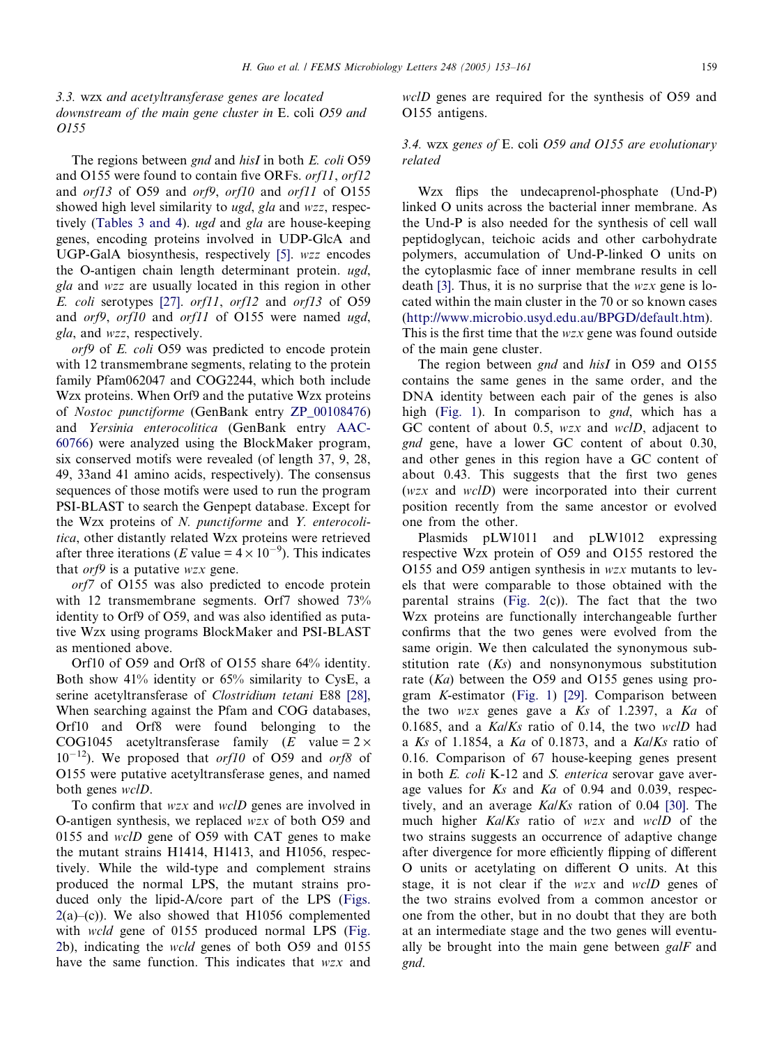### 3.3. *wzx* and acetyltransferase genes are located downstream of the main gene cluster in *E. coli* O59 and O155

The regions between *gnd* and *hisI* in both *E. coli* O59 and O155 were found to contain five ORFs. *orf11*, *orf12* and *orf13* of O59 and *orf9*, *orf10* and *orf11* of O155 showed high level similarity to *ugd*, *gla* and *wzz*, respectively (Tables 3 and 4). *ugd* and *gla* are house-keeping genes, encoding proteins involved in UDP-GlcA and UGP-GalA biosynthesis, respectively [5]. *wzz* encodes the O-antigen chain length determinant protein. *ugd*, *gla* and *wzz* are usually located in this region in other *E. coli* serotypes [27]. *orf11*, *orf12* and *orf13* of O59 and *orf9*, *orf10* and *orf11* of O155 were named *ugd*, *gla*, and *wzz*, respectively.

*orf9* of *E. coli* O59 was predicted to encode protein with 12 transmembrane segments, relating to the protein family Pfam062047 and COG2244, which both include Wzx proteins. When Orf9 and the putative Wzx proteins of *Nostoc punctiforme* (GenBank entry ZP_00108476) and *Yersinia enterocolitica* (GenBank entry AAC-60766) were analyzed using the BlockMaker program, six conserved motifs were revealed (of length 37, 9, 28, 49, 33and 41 amino acids, respectively). The consensus sequences of those motifs were used to run the program PSI-BLAST to search the Genpept database. Except for the Wzx proteins of *N. punctiforme* and *Y. enterocolitica*, other distantly related Wzx proteins were retrieved after three iterations ($E$ value = $4 \times 10^{-9}$). This indicates that *orf9* is a putative *wzx* gene.

*orf7* of O155 was also predicted to encode protein with 12 transmembrane segments. Orf7 showed 73% identity to Orf9 of O59, and was also identified as putative Wzx using programs BlockMaker and PSI-BLAST as mentioned above.

Orf10 of O59 and Orf8 of O155 share 64% identity. Both show 41% identity or 65% similarity to CysE, a serine acetyltransferase of *Clostridium tetani* E88 [28], When searching against the Pfam and COG databases, Orf10 and Orf8 were found belonging to the COG1045 acetyltransferase family ($E$ value = $2 \times 10^{-12}$). We proposed that *orf10* of O59 and *orf8* of O155 were putative acetyltransferase genes, and named both genes *wclD*.

To confirm that *wzx* and *wclD* genes are involved in O-antigen synthesis, we replaced *wzx* of both O59 and 0155 and *wclD* gene of O59 with CAT genes to make the mutant strains H1414, H1413, and H1056, respectively. While the wild-type and complement strains produced the normal LPS, the mutant strains produced only the lipid-A/core part of the LPS (Figs. 2(a)–(c)). We also showed that H1056 complemented with *wcld* gene of 0155 produced normal LPS (Fig. 2b), indicating the *wcld* genes of both O59 and 0155 have the same function. This indicates that *wzx* and *wclD* genes are required for the synthesis of O59 and O155 antigens.

### 3.4. *wzx* genes of *E. coli* O59 and O155 are evolutionary related

Wzx flips the undecaprenol-phosphate (Und-P) linked O units across the bacterial inner membrane. As the Und-P is also needed for the synthesis of cell wall peptidoglycan, teichoic acids and other carbohydrate polymers, accumulation of Und-P-linked O units on the cytoplasmic face of inner membrane results in cell death [3]. Thus, it is no surprise that the *wzx* gene is located within the main cluster in the 70 or so known cases (http://www.microbio.usyd.edu.au/BPGD/default.htm). This is the first time that the *wzx* gene was found outside of the main gene cluster.

The region between *gnd* and *hisI* in O59 and O155 contains the same genes in the same order, and the DNA identity between each pair of the genes is also high (Fig. 1). In comparison to *gnd*, which has a GC content of about 0.5, *wzx* and *wclD*, adjacent to *gnd* gene, have a lower GC content of about 0.30, and other genes in this region have a GC content of about 0.43. This suggests that the first two genes (*wzx* and *wclD*) were incorporated into their current position recently from the same ancestor or evolved one from the other.

Plasmids pLW1011 and pLW1012 expressing respective Wzx protein of O59 and O155 restored the O155 and O59 antigen synthesis in *wzx* mutants to levels that were comparable to those obtained with the parental strains (Fig. 2(c)). The fact that the two Wzx proteins are functionally interchangeable further confirms that the two genes were evolved from the same origin. We then calculated the synonymous substitution rate ($Ks$) and nonsynonymous substitution rate ($Ka$) between the O59 and O155 genes using program $K$-estimator (Fig. 1) [29]. Comparison between the two *wzx* genes gave a $Ks$ of 1.2397, a $Ka$ of 0.1685, and a $Ka/Ks$ ratio of 0.14, the two *wclD* had a $Ks$ of 1.1854, a $Ka$ of 0.1873, and a $Ka/Ks$ ratio of 0.16. Comparison of 67 house-keeping genes present in both *E. coli* K-12 and *S. enterica* serovar gave average values for $Ks$ and $Ka$ of 0.94 and 0.039, respectively, and an average $Ka/Ks$ ration of 0.04 [30]. The much higher $Ka/Ks$ ratio of *wzx* and *wclD* of the two strains suggests an occurrence of adaptive change after divergence for more efficiently flipping of different O units or acetylating on different O units. At this stage, it is not clear if the *wzx* and *wclD* genes of the two strains evolved from a common ancestor or one from the other, but in no doubt that they are both at an intermediate stage and the two genes will eventually be brought into the main gene between *galF* and *gnd*.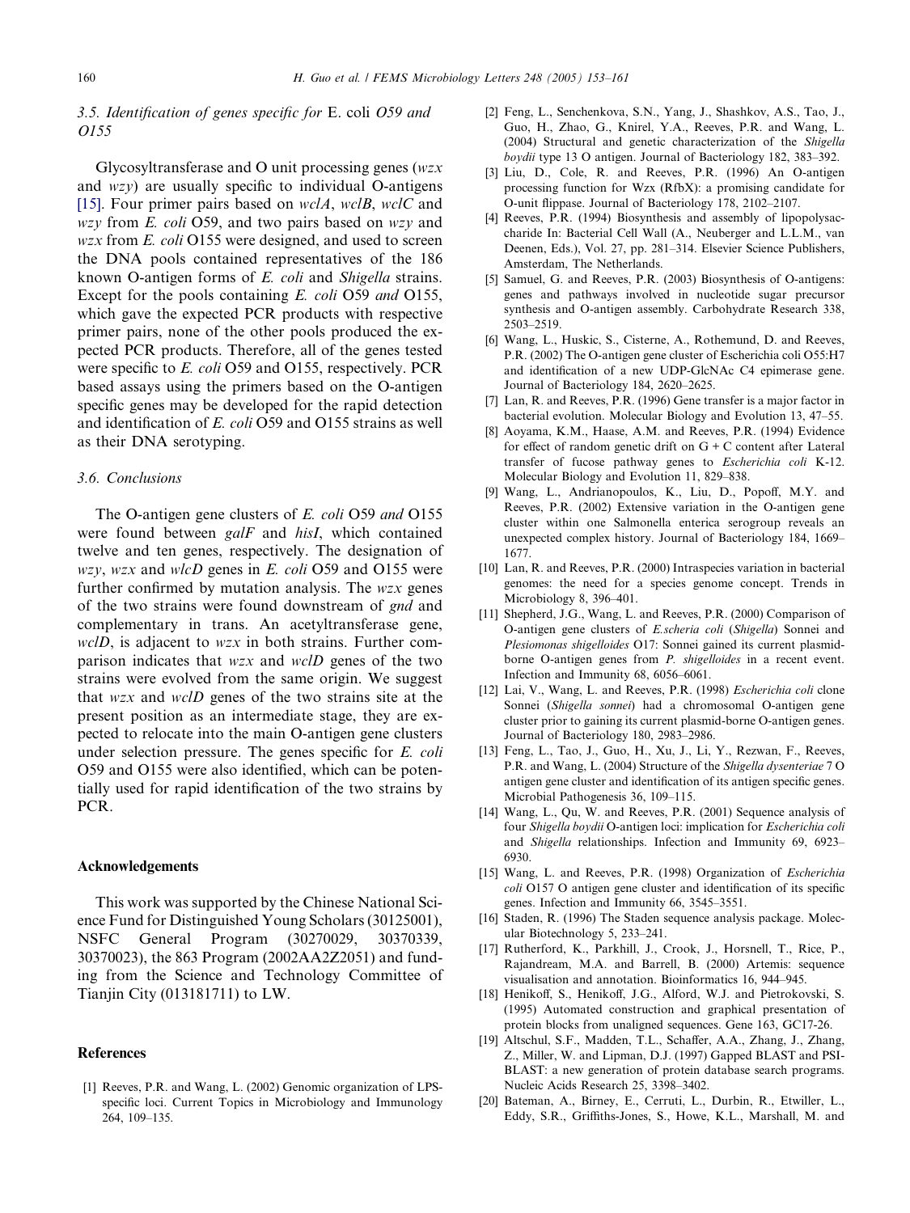### 3.5. Identification of genes specific for *E. coli* O59 and O155

Glycosyltransferase and O unit processing genes (*wzx* and *wzy*) are usually specific to individual O-antigens [15]. Four primer pairs based on *wclA*, *wclB*, *wclC* and *wzy* from *E. coli* O59, and two pairs based on *wzy* and *wzx* from *E. coli* O155 were designed, and used to screen the DNA pools contained representatives of the 186 known O-antigen forms of *E. coli* and *Shigella* strains. Except for the pools containing *E. coli* O59 *and* O155, which gave the expected PCR products with respective primer pairs, none of the other pools produced the expected PCR products. Therefore, all of the genes tested were specific to *E. coli* O59 and O155, respectively. PCR based assays using the primers based on the O-antigen specific genes may be developed for the rapid detection and identification of *E. coli* O59 and O155 strains as well as their DNA serotyping.

### 3.6. Conclusions

The O-antigen gene clusters of *E. coli* O59 *and* O155 were found between *galF* and *hisI*, which contained twelve and ten genes, respectively. The designation of *wzy*, *wzx* and *wlcD* genes in *E. coli* O59 and O155 were further confirmed by mutation analysis. The *wzx* genes of the two strains were found downstream of *gnd* and complementary in trans. An acetyltransferase gene, *wclD*, is adjacent to *wzx* in both strains. Further comparison indicates that *wzx* and *wclD* genes of the two strains were evolved from the same origin. We suggest that *wzx* and *wclD* genes of the two strains site at the present position as an intermediate stage, they are expected to relocate into the main O-antigen gene clusters under selection pressure. The genes specific for *E. coli* O59 and O155 were also identified, which can be potentially used for rapid identification of the two strains by PCR.

## Acknowledgements

This work was supported by the Chinese National Science Fund for Distinguished Young Scholars (30125001), NSFC General Program (30270029, 30370339, 30370023), the 863 Program (2002AA2Z2051) and funding from the Science and Technology Committee of Tianjin City (013181711) to LW.

## References

[1] Reeves, P.R. and Wang, L. (2002) Genomic organization of LPS-specific loci. Current Topics in Microbiology and Immunology 264, 109–135.

[2] Feng, L., Senchenkova, S.N., Yang, J., Shashkov, A.S., Tao, J., Guo, H., Zhao, G., Knirel, Y.A., Reeves, P.R. and Wang, L. (2004) Structural and genetic characterization of the *Shigella boydii* type 13 O antigen. Journal of Bacteriology 182, 383–392.

[3] Liu, D., Cole, R. and Reeves, P.R. (1996) An O-antigen processing function for Wzx (RfbX): a promising candidate for O-unit flippase. Journal of Bacteriology 178, 2102–2107.

[4] Reeves, P.R. (1994) Biosynthesis and assembly of lipopolysaccharide In: Bacterial Cell Wall (A., Neuberger and L.L.M., van Deenen, Eds.), Vol. 27, pp. 281–314. Elsevier Science Publishers, Amsterdam, The Netherlands.

[5] Samuel, G. and Reeves, P.R. (2003) Biosynthesis of O-antigens: genes and pathways involved in nucleotide sugar precursor synthesis and O-antigen assembly. Carbohydrate Research 338, 2503–2519.

[6] Wang, L., Huskic, S., Cisterne, A., Rothemund, D. and Reeves, P.R. (2002) The O-antigen gene cluster of Escherichia coli O55:H7 and identification of a new UDP-GlcNAc C4 epimerase gene. Journal of Bacteriology 184, 2620–2625.

[7] Lan, R. and Reeves, P.R. (1996) Gene transfer is a major factor in bacterial evolution. Molecular Biology and Evolution 13, 47–55.

[8] Aoyama, K.M., Haase, A.M. and Reeves, P.R. (1994) Evidence for effect of random genetic drift on G + C content after Lateral transfer of fucose pathway genes to *Escherichia coli* K-12. Molecular Biology and Evolution 11, 829–838.

[9] Wang, L., Andrianopoulos, K., Liu, D., Popoff, M.Y. and Reeves, P.R. (2002) Extensive variation in the O-antigen gene cluster within one Salmonella enterica serogroup reveals an unexpected complex history. Journal of Bacteriology 184, 1669–1677.

[10] Lan, R. and Reeves, P.R. (2000) Intraspecies variation in bacterial genomes: the need for a species genome concept. Trends in Microbiology 8, 396–401.

[11] Shepherd, J.G., Wang, L. and Reeves, P.R. (2000) Comparison of O-antigen gene clusters of *E.scheria coli* (*Shigella*) Sonnei and *Plesiomonas shigelloides* O17: Sonnei gained its current plasmid-borne O-antigen genes from *P. shigelloides* in a recent event. Infection and Immunity 68, 6056–6061.

[12] Lai, V., Wang, L. and Reeves, P.R. (1998) *Escherichia coli* clone Sonnei (*Shigella sonnei*) had a chromosomal O-antigen gene cluster prior to gaining its current plasmid-borne O-antigen genes. Journal of Bacteriology 180, 2983–2986.

[13] Feng, L., Tao, J., Guo, H., Xu, J., Li, Y., Rezwan, F., Reeves, P.R. and Wang, L. (2004) Structure of the *Shigella dysenteriae* 7 O antigen gene cluster and identification of its antigen specific genes. Microbial Pathogenesis 36, 109–115.

[14] Wang, L., Qu, W. and Reeves, P.R. (2001) Sequence analysis of four *Shigella boydii* O-antigen loci: implication for *Escherichia coli* and *Shigella* relationships. Infection and Immunity 69, 6923–6930.

[15] Wang, L. and Reeves, P.R. (1998) Organization of *Escherichia coli* O157 O antigen gene cluster and identification of its specific genes. Infection and Immunity 66, 3545–3551.

[16] Staden, R. (1996) The Staden sequence analysis package. Molecular Biotechnology 5, 233–241.

[17] Rutherford, K., Parkhill, J., Crook, J., Horsnell, T., Rice, P., Rajandream, M.A. and Barrell, B. (2000) Artemis: sequence visualisation and annotation. Bioinformatics 16, 944–945.

[18] Henikoff, S., Henikoff, J.G., Alford, W.J. and Pietrokovski, S. (1995) Automated construction and graphical presentation of protein blocks from unaligned sequences. Gene 163, GC17-26.

[19] Altschul, S.F., Madden, T.L., Schaffer, A.A., Zhang, J., Zhang, Z., Miller, W. and Lipman, D.J. (1997) Gapped BLAST and PSI-BLAST: a new generation of protein database search programs. Nucleic Acids Research 25, 3398–3402.

[20] Bateman, A., Birney, E., Cerruti, L., Durbin, R., Etwiller, L., Eddy, S.R., Griffiths-Jones, S., Howe, K.L., Marshall, M. and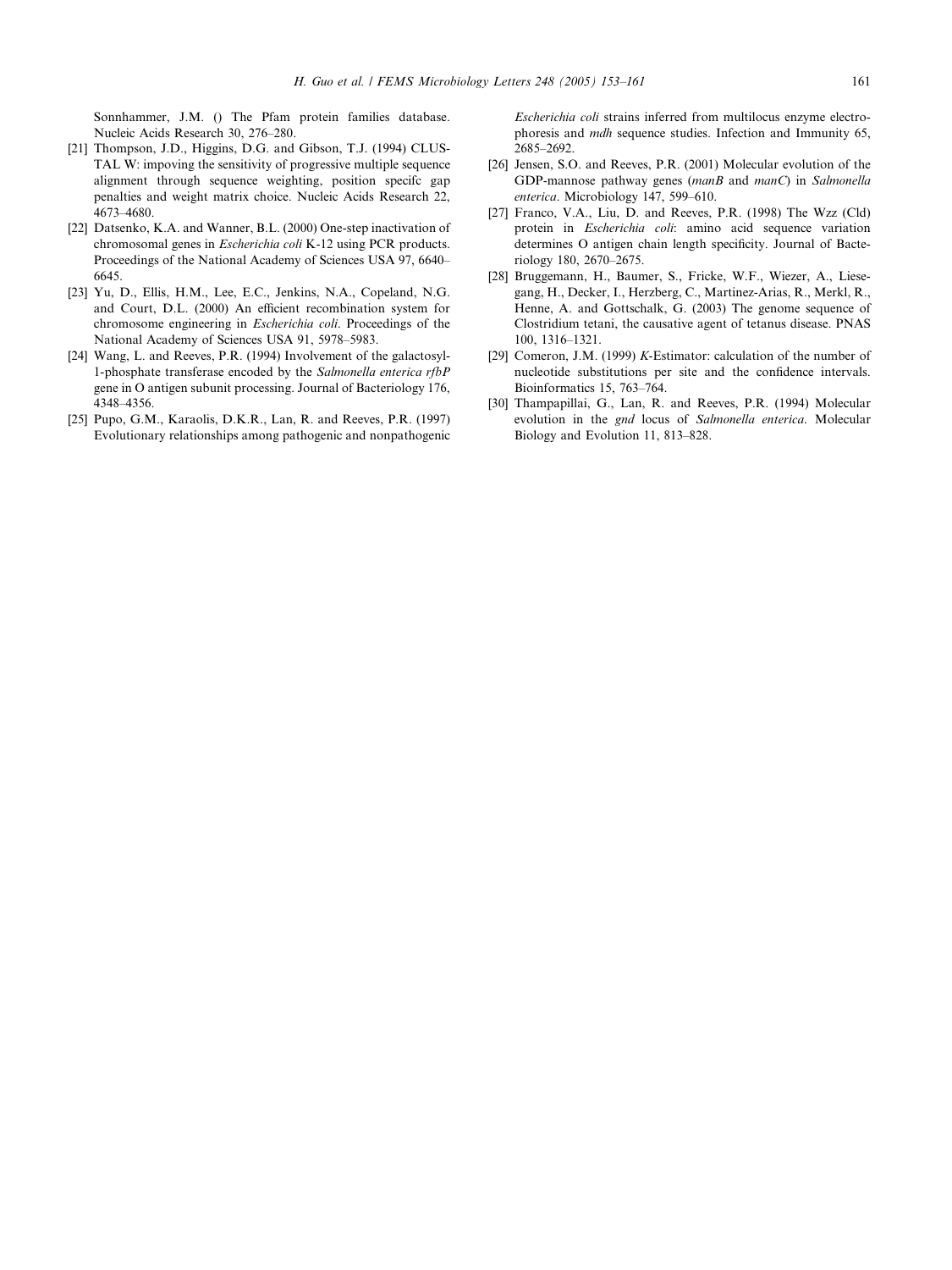Sonnhammer, J.M. () The Pfam protein families database. Nucleic Acids Research 30, 276–280.

[21] Thompson, J.D., Higgins, D.G. and Gibson, T.J. (1994) CLUSTAL W: impoving the sensitivity of progressive multiple sequence alignment through sequence weighting, position specifc gap penalties and weight matrix choice. Nucleic Acids Research 22, 4673–4680.

[22] Datsenko, K.A. and Wanner, B.L. (2000) One-step inactivation of chromosomal genes in *Escherichia coli* K-12 using PCR products. Proceedings of the National Academy of Sciences USA 97, 6640–6645.

[23] Yu, D., Ellis, H.M., Lee, E.C., Jenkins, N.A., Copeland, N.G. and Court, D.L. (2000) An efficient recombination system for chromosome engineering in *Escherichia coli*. Proceedings of the National Academy of Sciences USA 91, 5978–5983.

[24] Wang, L. and Reeves, P.R. (1994) Involvement of the galactosyl-1-phosphate transferase encoded by the *Salmonella enterica rfbP* gene in O antigen subunit processing. Journal of Bacteriology 176, 4348–4356.

[25] Pupo, G.M., Karaolis, D.K.R., Lan, R. and Reeves, P.R. (1997) Evolutionary relationships among pathogenic and nonpathogenic *Escherichia coli* strains inferred from multilocus enzyme electrophoresis and *mdh* sequence studies. Infection and Immunity 65, 2685–2692.

[26] Jensen, S.O. and Reeves, P.R. (2001) Molecular evolution of the GDP-mannose pathway genes (*manB* and *manC*) in *Salmonella enterica*. Microbiology 147, 599–610.

[27] Franco, V.A., Liu, D. and Reeves, P.R. (1998) The Wzz (Cld) protein in *Escherichia coli*: amino acid sequence variation determines O antigen chain length specificity. Journal of Bacteriology 180, 2670–2675.

[28] Bruggemann, H., Baumer, S., Fricke, W.F., Wiezer, A., Liesegang, H., Decker, I., Herzberg, C., Martinez-Arias, R., Merkl, R., Henne, A. and Gottschalk, G. (2003) The genome sequence of Clostridium tetani, the causative agent of tetanus disease. PNAS 100, 1316–1321.

[29] Comeron, J.M. (1999) *K*-Estimator: calculation of the number of nucleotide substitutions per site and the confidence intervals. Bioinformatics 15, 763–764.

[30] Thampapillai, G., Lan, R. and Reeves, P.R. (1994) Molecular evolution in the *gnd* locus of *Salmonella enterica*. Molecular Biology and Evolution 11, 813–828.